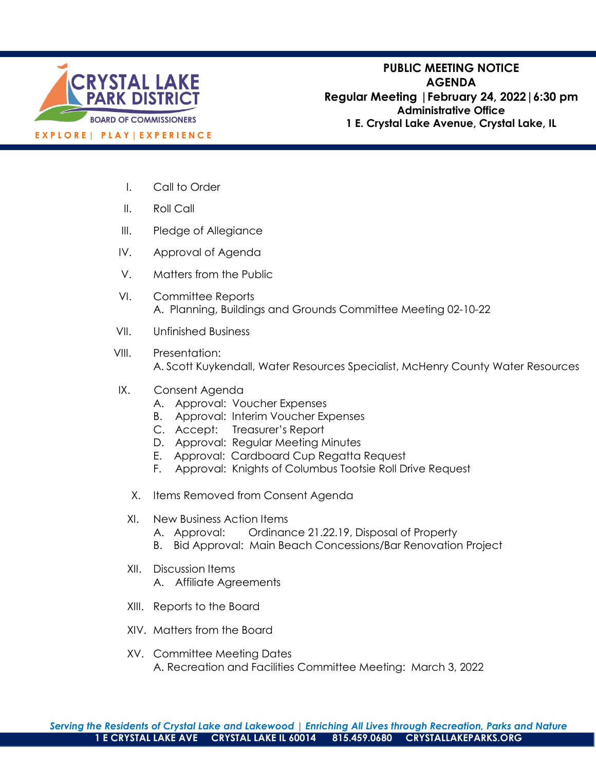**CRYSTAL LAKE PARK DISTRICT**
BOARD OF COMMISSIONERS
EXPLORE | PLAY | EXPERIENCE

# PUBLIC MEETING NOTICE
## AGENDA
**Regular Meeting | February 24, 2022 | 6:30 pm**
**Administrative Office**
**1 E. Crystal Lake Avenue, Crystal Lake, IL**

I. Call to Order

II. Roll Call

III. Pledge of Allegiance

IV. Approval of Agenda

V. Matters from the Public

VI. Committee Reports
   A. Planning, Buildings and Grounds Committee Meeting 02-10-22

VII. Unfinished Business

VIII. Presentation:
   A. Scott Kuykendall, Water Resources Specialist, McHenry County Water Resources

IX. Consent Agenda
   A. Approval: Voucher Expenses
   B. Approval: Interim Voucher Expenses
   C. Accept: Treasurer's Report
   D. Approval: Regular Meeting Minutes
   E. Approval: Cardboard Cup Regatta Request
   F. Approval: Knights of Columbus Tootsie Roll Drive Request

X. Items Removed from Consent Agenda

XI. New Business Action Items
   A. Approval: Ordinance 21.22.19, Disposal of Property
   B. Bid Approval: Main Beach Concessions/Bar Renovation Project

XII. Discussion Items
   A. Affiliate Agreements

XIII. Reports to the Board

XIV. Matters from the Board

XV. Committee Meeting Dates
   A. Recreation and Facilities Committee Meeting: March 3, 2022

*Serving the Residents of Crystal Lake and Lakewood | Enriching All Lives through Recreation, Parks and Nature*
**1 E CRYSTAL LAKE AVE CRYSTAL LAKE IL 60014 815.459.0680 CRYSTALLAKEPARKS.ORG**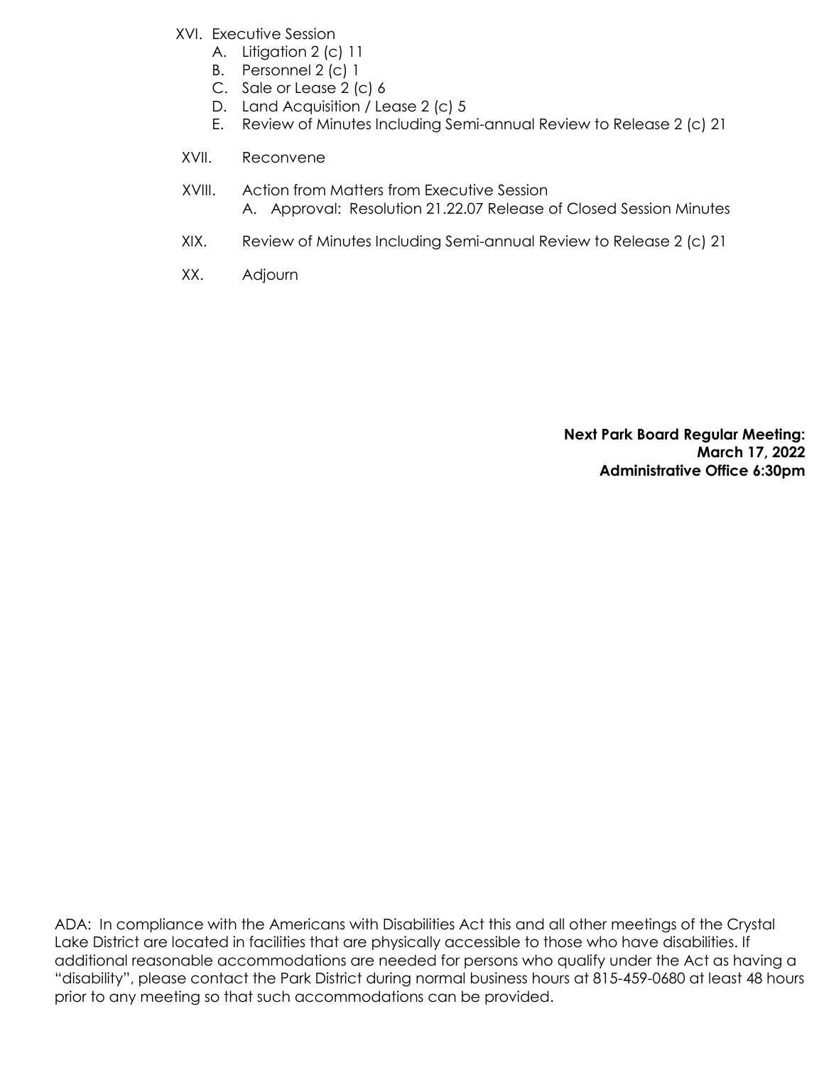XVI. Executive Session
   A. Litigation 2 (c) 11
   B. Personnel 2 (c) 1
   C. Sale or Lease 2 (c) 6
   D. Land Acquisition / Lease 2 (c) 5
   E. Review of Minutes Including Semi-annual Review to Release 2 (c) 21

XVII. Reconvene

XVIII. Action from Matters from Executive Session
   A. Approval: Resolution 21.22.07 Release of Closed Session Minutes

XIX. Review of Minutes Including Semi-annual Review to Release 2 (c) 21

XX. Adjourn

**Next Park Board Regular Meeting:**
**March 17, 2022**
**Administrative Office 6:30pm**

ADA: In compliance with the Americans with Disabilities Act this and all other meetings of the Crystal Lake District are located in facilities that are physically accessible to those who have disabilities. If additional reasonable accommodations are needed for persons who qualify under the Act as having a "disability", please contact the Park District during normal business hours at 815-459-0680 at least 48 hours prior to any meeting so that such accommodations can be provided.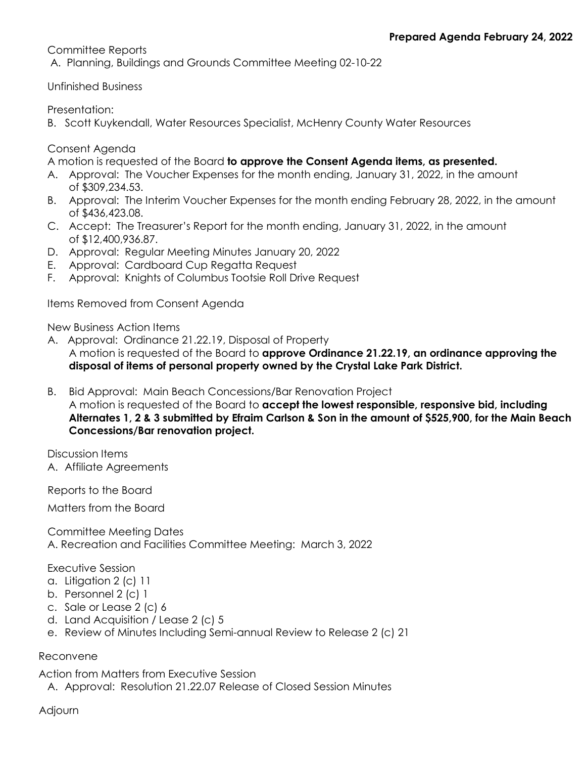Committee Reports

A. Planning, Buildings and Grounds Committee Meeting 02-10-22

Unfinished Business

Presentation:

B. Scott Kuykendall, Water Resources Specialist, McHenry County Water Resources

Consent Agenda

A motion is requested of the Board **to approve the Consent Agenda items, as presented.**

A. Approval: The Voucher Expenses for the month ending, January 31, 2022, in the amount of $309,234.53.
B. Approval: The Interim Voucher Expenses for the month ending February 28, 2022, in the amount of $436,423.08.
C. Accept: The Treasurer's Report for the month ending, January 31, 2022, in the amount of $12,400,936.87.
D. Approval: Regular Meeting Minutes January 20, 2022
E. Approval: Cardboard Cup Regatta Request
F. Approval: Knights of Columbus Tootsie Roll Drive Request

Items Removed from Consent Agenda

New Business Action Items

A. Approval: Ordinance 21.22.19, Disposal of Property
   A motion is requested of the Board to **approve Ordinance 21.22.19, an ordinance approving the disposal of items of personal property owned by the Crystal Lake Park District.**

B. Bid Approval: Main Beach Concessions/Bar Renovation Project
   A motion is requested of the Board to **accept the lowest responsible, responsive bid, including Alternates 1, 2 & 3 submitted by Efraim Carlson & Son in the amount of $525,900, for the Main Beach Concessions/Bar renovation project.**

Discussion Items

A. Affiliate Agreements

Reports to the Board

Matters from the Board

Committee Meeting Dates

A. Recreation and Facilities Committee Meeting: March 3, 2022

Executive Session

a. Litigation 2 (c) 11
b. Personnel 2 (c) 1
c. Sale or Lease 2 (c) 6
d. Land Acquisition / Lease 2 (c) 5
e. Review of Minutes Including Semi-annual Review to Release 2 (c) 21

Reconvene

Action from Matters from Executive Session

A. Approval: Resolution 21.22.07 Release of Closed Session Minutes

Adjourn